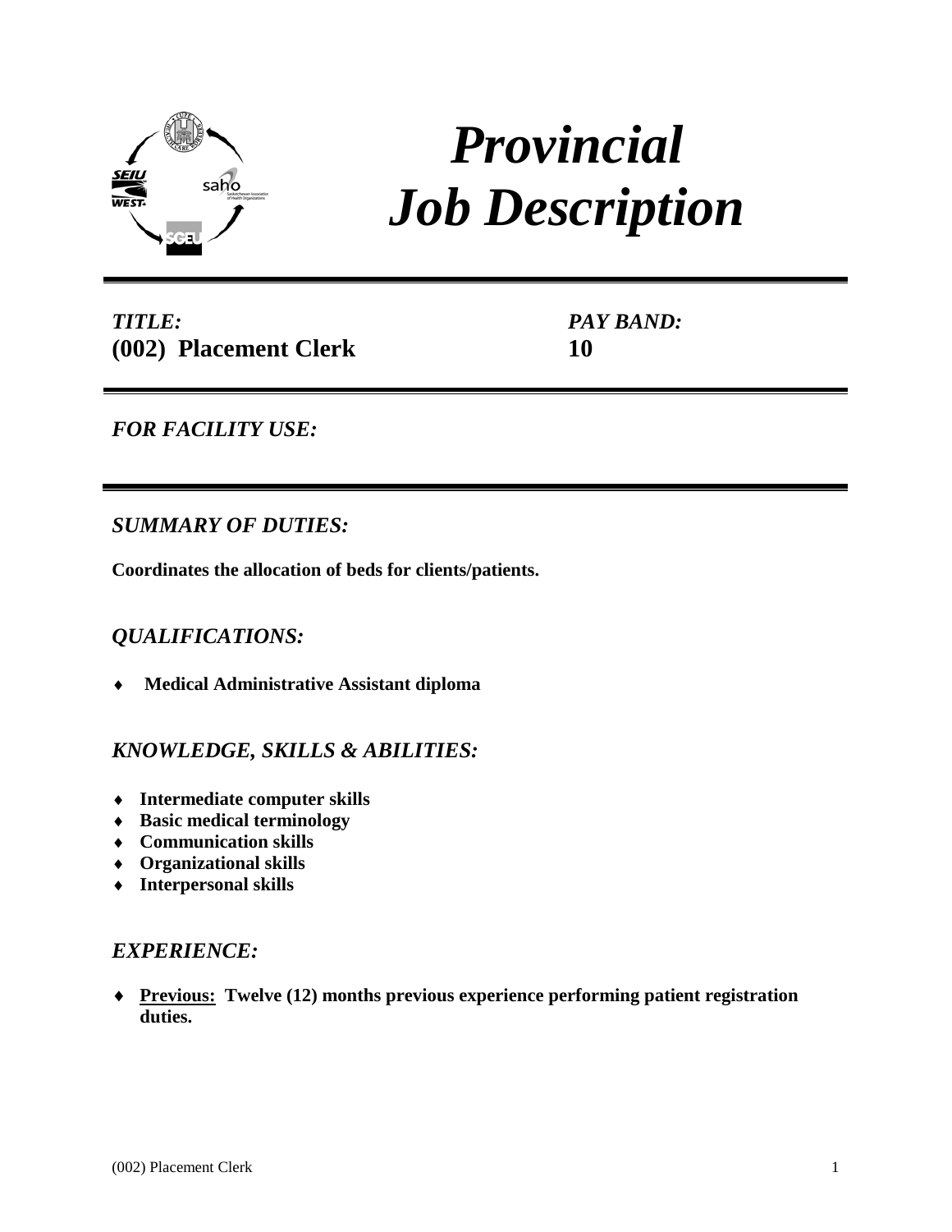# *Provincial Job Description*

*TITLE:* **(002) Placement Clerk**

*PAY BAND:* **10**

## *FOR FACILITY USE:*

## *SUMMARY OF DUTIES:*

**Coordinates the allocation of beds for clients/patients.**

## *QUALIFICATIONS:*

- **Medical Administrative Assistant diploma**

## *KNOWLEDGE, SKILLS & ABILITIES:*

- **Intermediate computer skills**
- **Basic medical terminology**
- **Communication skills**
- **Organizational skills**
- **Interpersonal skills**

## *EXPERIENCE:*

- **Previous: Twelve (12) months previous experience performing patient registration duties.**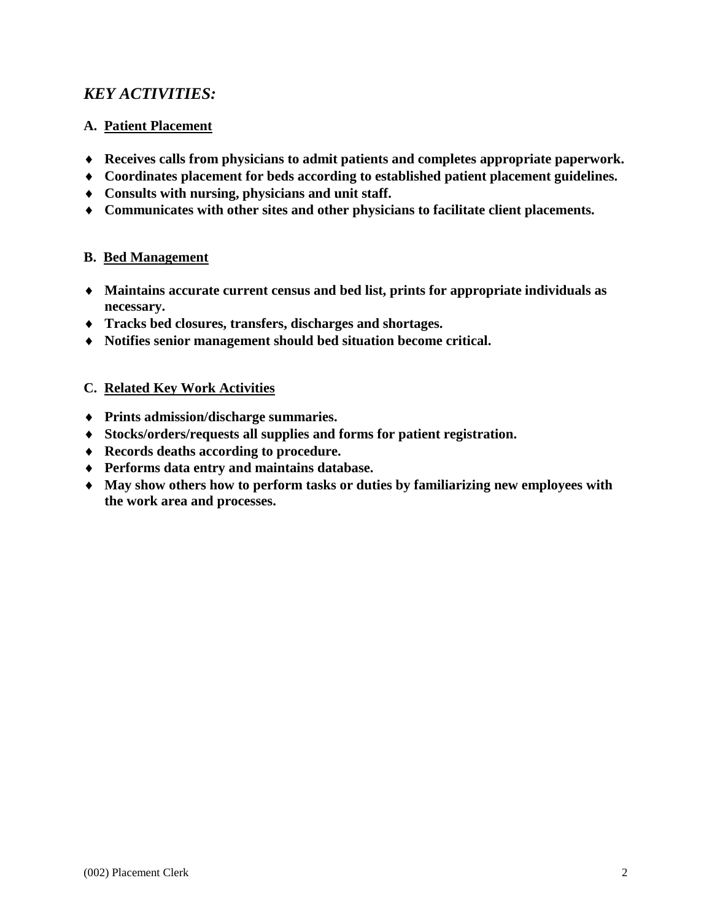## *KEY ACTIVITIES:*

### A. Patient Placement

- **Receives calls from physicians to admit patients and completes appropriate paperwork.**
- **Coordinates placement for beds according to established patient placement guidelines.**
- **Consults with nursing, physicians and unit staff.**
- **Communicates with other sites and other physicians to facilitate client placements.**

### B. Bed Management

- **Maintains accurate current census and bed list, prints for appropriate individuals as necessary.**
- **Tracks bed closures, transfers, discharges and shortages.**
- **Notifies senior management should bed situation become critical.**

### C. Related Key Work Activities

- **Prints admission/discharge summaries.**
- **Stocks/orders/requests all supplies and forms for patient registration.**
- **Records deaths according to procedure.**
- **Performs data entry and maintains database.**
- **May show others how to perform tasks or duties by familiarizing new employees with the work area and processes.**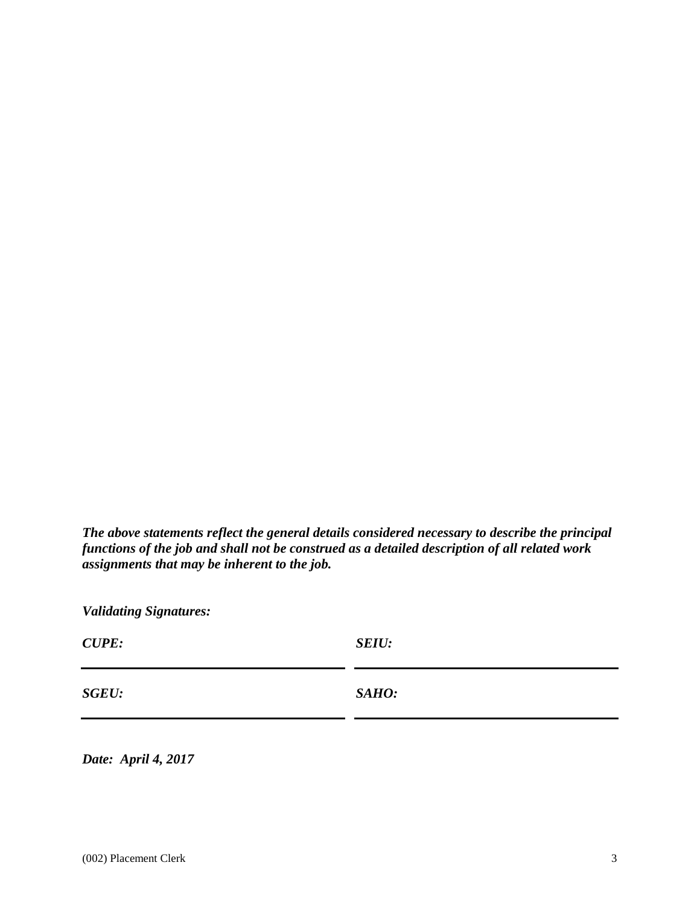***The above statements reflect the general details considered necessary to describe the principal functions of the job and shall not be construed as a detailed description of all related work assignments that may be inherent to the job.***

***Validating Signatures:***

| | |
|---|---|
| ***CUPE:*** | ***SEIU:*** |
| ***SGEU:*** | ***SAHO:*** |

***Date: April 4, 2017***